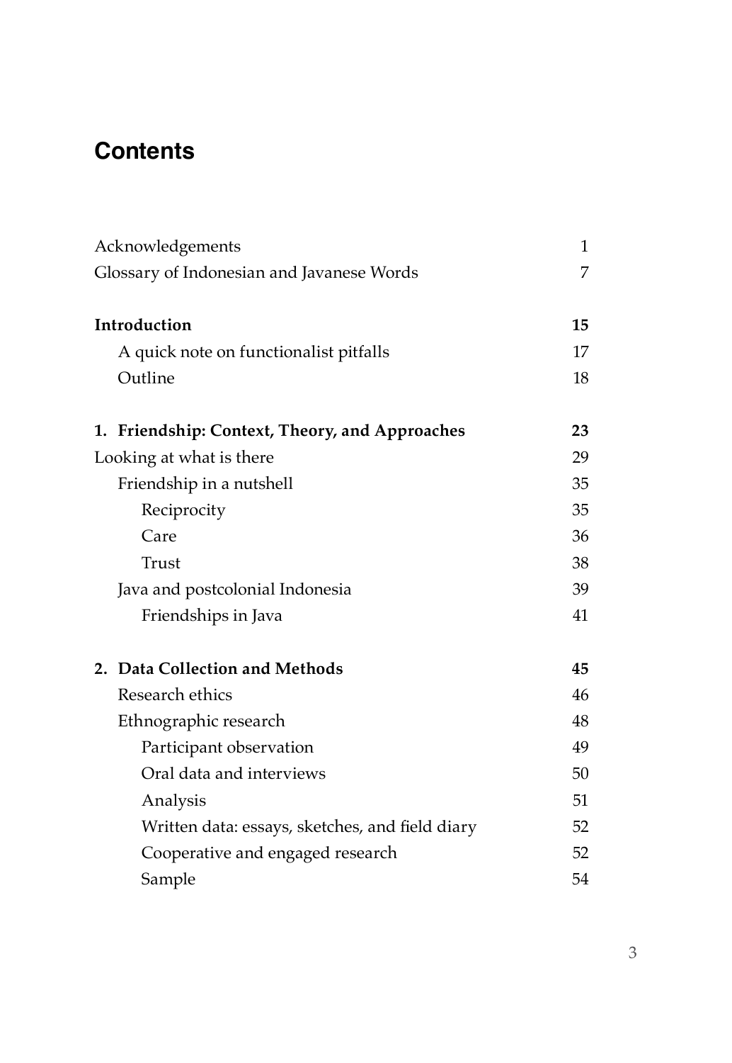# Contents

| | |
|---|---|
| Acknowledgements | 1 |
| Glossary of Indonesian and Javanese Words | 7 |
| **Introduction** | **15** |
| A quick note on functionalist pitfalls | 17 |
| Outline | 18 |
| **1. Friendship: Context, Theory, and Approaches** | **23** |
| Looking at what is there | 29 |
| Friendship in a nutshell | 35 |
| Reciprocity | 35 |
| Care | 36 |
| Trust | 38 |
| Java and postcolonial Indonesia | 39 |
| Friendships in Java | 41 |
| **2. Data Collection and Methods** | **45** |
| Research ethics | 46 |
| Ethnographic research | 48 |
| Participant observation | 49 |
| Oral data and interviews | 50 |
| Analysis | 51 |
| Written data: essays, sketches, and field diary | 52 |
| Cooperative and engaged research | 52 |
| Sample | 54 |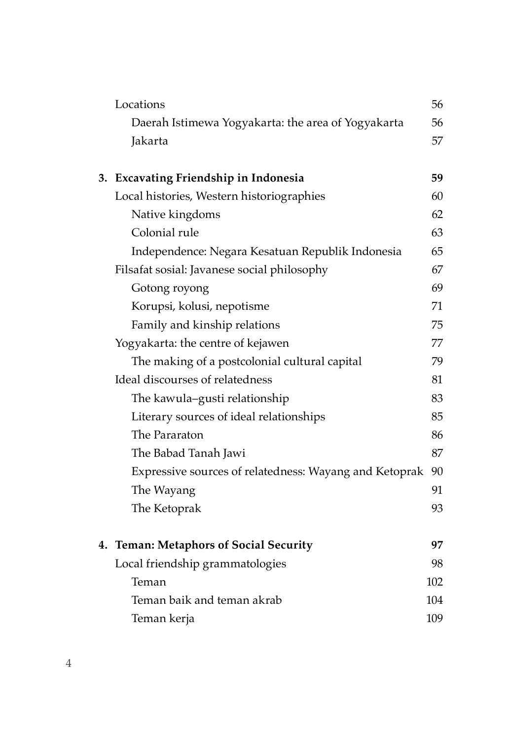Locations 56

Daerah Istimewa Yogyakarta: the area of Yogyakarta 56

Jakarta 57

**3. Excavating Friendship in Indonesia 59**

Local histories, Western historiographies 60

Native kingdoms 62

Colonial rule 63

Independence: Negara Kesatuan Republik Indonesia 65

Filsafat sosial: Javanese social philosophy 67

Gotong royong 69

Korupsi, kolusi, nepotisme 71

Family and kinship relations 75

Yogyakarta: the centre of kejawen 77

The making of a postcolonial cultural capital 79

Ideal discourses of relatedness 81

The kawula–gusti relationship 83

Literary sources of ideal relationships 85

The Pararaton 86

The Babad Tanah Jawi 87

Expressive sources of relatedness: Wayang and Ketoprak 90

The Wayang 91

The Ketoprak 93

**4. Teman: Metaphors of Social Security 97**

Local friendship grammatologies 98

Teman 102

Teman baik and teman akrab 104

Teman kerja 109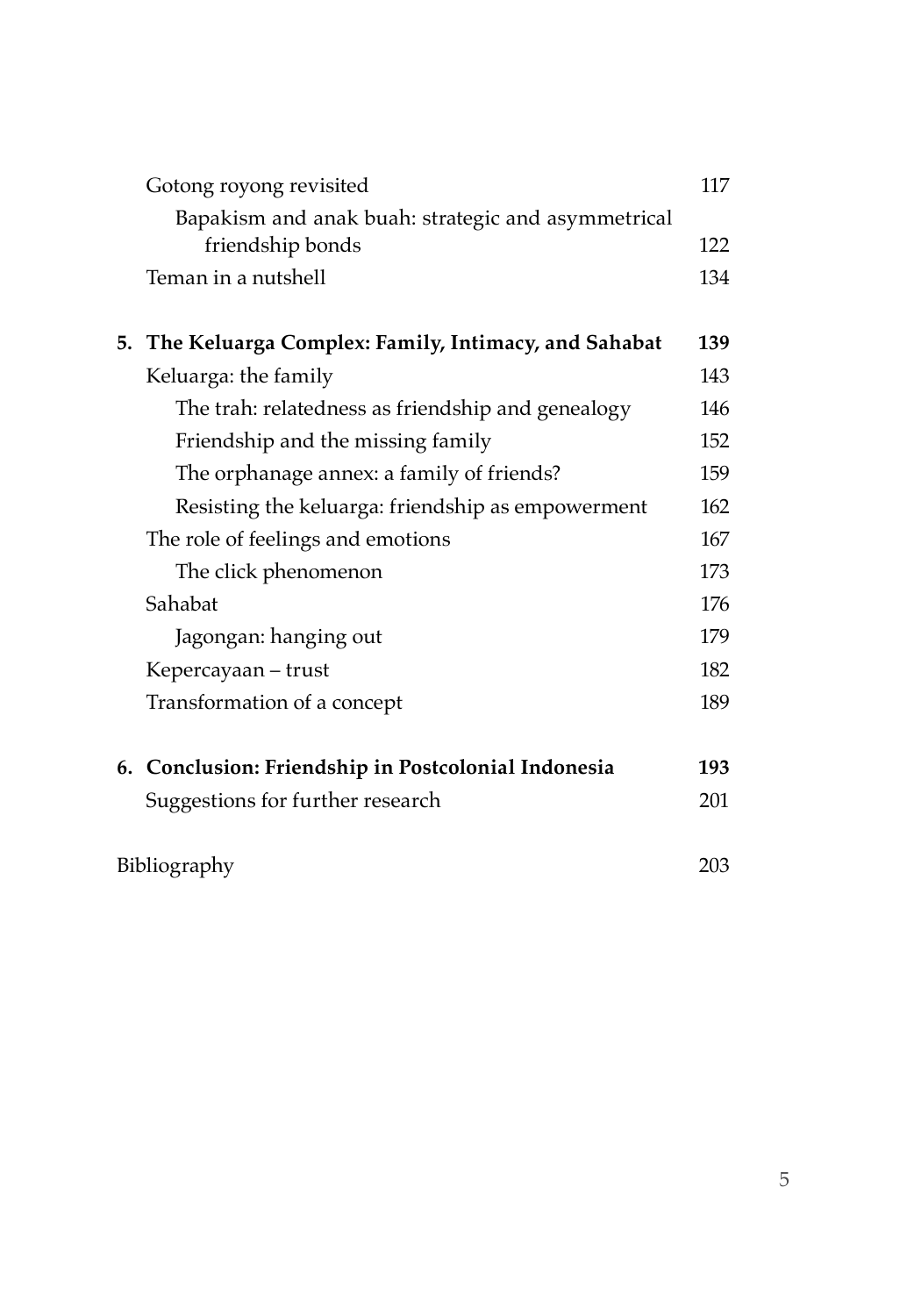Gotong royong revisited 117

Bapakism and anak buah: strategic and asymmetrical friendship bonds 122

Teman in a nutshell 134

**5. The Keluarga Complex: Family, Intimacy, and Sahabat 139**

Keluarga: the family 143

The trah: relatedness as friendship and genealogy 146

Friendship and the missing family 152

The orphanage annex: a family of friends? 159

Resisting the keluarga: friendship as empowerment 162

The role of feelings and emotions 167

The click phenomenon 173

Sahabat 176

Jagongan: hanging out 179

Kepercayaan – trust 182

Transformation of a concept 189

**6. Conclusion: Friendship in Postcolonial Indonesia 193**

Suggestions for further research 201

Bibliography 203